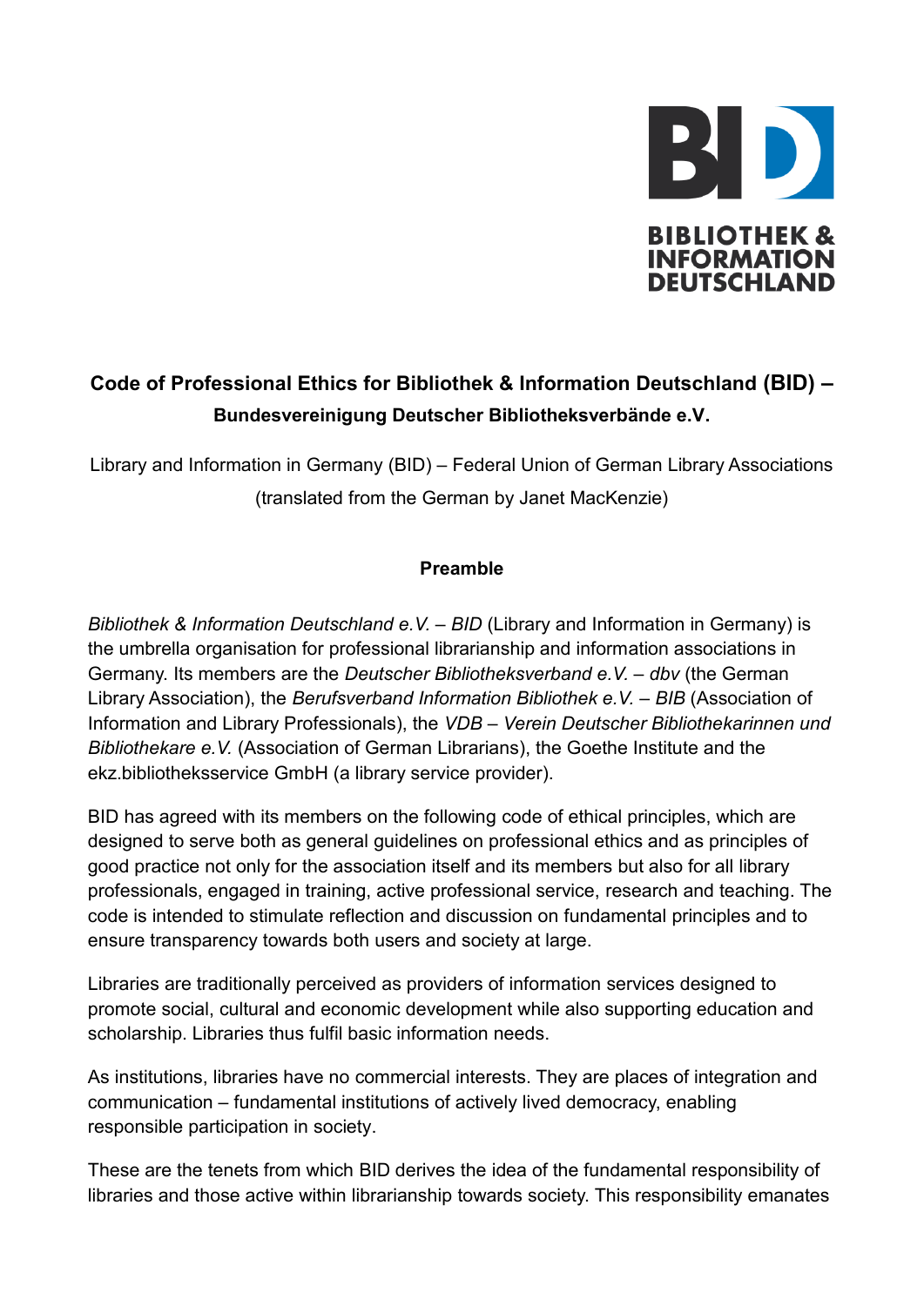BIBLIOTHEK & INFORMATION DEUTSCHLAND

# Code of Professional Ethics for Bibliothek & Information Deutschland (BID) – Bundesvereinigung Deutscher Bibliotheksverbände e.V.

Library and Information in Germany (BID) – Federal Union of German Library Associations (translated from the German by Janet MacKenzie)

## Preamble

*Bibliothek & Information Deutschland e.V. – BID* (Library and Information in Germany) is the umbrella organisation for professional librarianship and information associations in Germany. Its members are the *Deutscher Bibliotheksverband e.V. – dbv* (the German Library Association), the *Berufsverband Information Bibliothek e.V. – BIB* (Association of Information and Library Professionals), the *VDB – Verein Deutscher Bibliothekarinnen und Bibliothekare e.V.* (Association of German Librarians), the Goethe Institute and the ekz.bibliotheksservice GmbH (a library service provider).

BID has agreed with its members on the following code of ethical principles, which are designed to serve both as general guidelines on professional ethics and as principles of good practice not only for the association itself and its members but also for all library professionals, engaged in training, active professional service, research and teaching. The code is intended to stimulate reflection and discussion on fundamental principles and to ensure transparency towards both users and society at large.

Libraries are traditionally perceived as providers of information services designed to promote social, cultural and economic development while also supporting education and scholarship. Libraries thus fulfil basic information needs.

As institutions, libraries have no commercial interests. They are places of integration and communication – fundamental institutions of actively lived democracy, enabling responsible participation in society.

These are the tenets from which BID derives the idea of the fundamental responsibility of libraries and those active within librarianship towards society. This responsibility emanates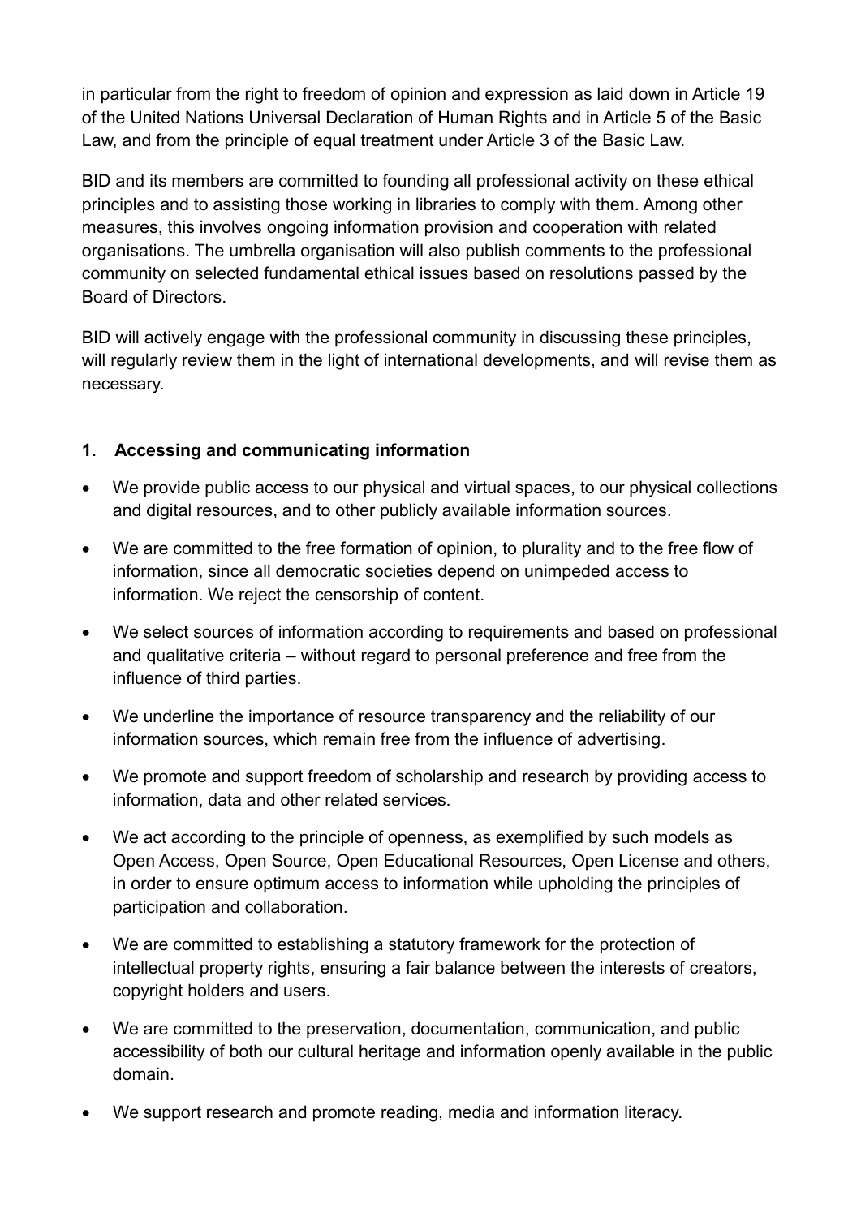in particular from the right to freedom of opinion and expression as laid down in Article 19 of the United Nations Universal Declaration of Human Rights and in Article 5 of the Basic Law, and from the principle of equal treatment under Article 3 of the Basic Law.

BID and its members are committed to founding all professional activity on these ethical principles and to assisting those working in libraries to comply with them. Among other measures, this involves ongoing information provision and cooperation with related organisations. The umbrella organisation will also publish comments to the professional community on selected fundamental ethical issues based on resolutions passed by the Board of Directors.

BID will actively engage with the professional community in discussing these principles, will regularly review them in the light of international developments, and will revise them as necessary.

## 1. Accessing and communicating information

- We provide public access to our physical and virtual spaces, to our physical collections and digital resources, and to other publicly available information sources.
- We are committed to the free formation of opinion, to plurality and to the free flow of information, since all democratic societies depend on unimpeded access to information. We reject the censorship of content.
- We select sources of information according to requirements and based on professional and qualitative criteria – without regard to personal preference and free from the influence of third parties.
- We underline the importance of resource transparency and the reliability of our information sources, which remain free from the influence of advertising.
- We promote and support freedom of scholarship and research by providing access to information, data and other related services.
- We act according to the principle of openness, as exemplified by such models as Open Access, Open Source, Open Educational Resources, Open License and others, in order to ensure optimum access to information while upholding the principles of participation and collaboration.
- We are committed to establishing a statutory framework for the protection of intellectual property rights, ensuring a fair balance between the interests of creators, copyright holders and users.
- We are committed to the preservation, documentation, communication, and public accessibility of both our cultural heritage and information openly available in the public domain.
- We support research and promote reading, media and information literacy.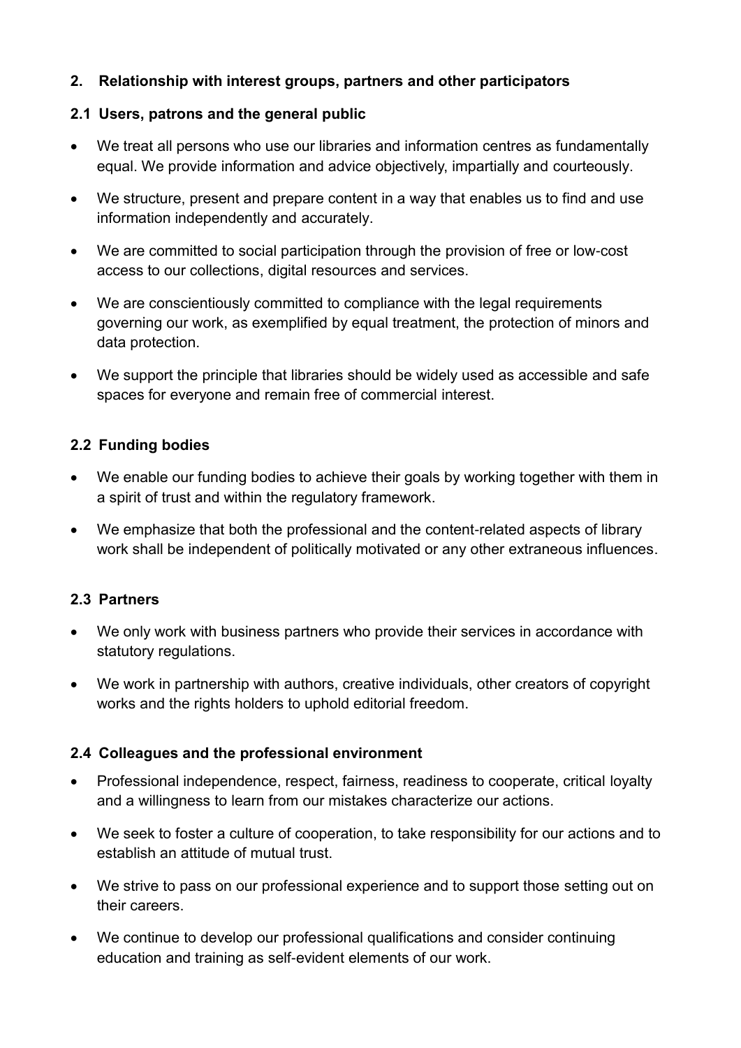## 2. Relationship with interest groups, partners and other participators

### 2.1 Users, patrons and the general public

- We treat all persons who use our libraries and information centres as fundamentally equal. We provide information and advice objectively, impartially and courteously.
- We structure, present and prepare content in a way that enables us to find and use information independently and accurately.
- We are committed to social participation through the provision of free or low-cost access to our collections, digital resources and services.
- We are conscientiously committed to compliance with the legal requirements governing our work, as exemplified by equal treatment, the protection of minors and data protection.
- We support the principle that libraries should be widely used as accessible and safe spaces for everyone and remain free of commercial interest.

### 2.2 Funding bodies

- We enable our funding bodies to achieve their goals by working together with them in a spirit of trust and within the regulatory framework.
- We emphasize that both the professional and the content-related aspects of library work shall be independent of politically motivated or any other extraneous influences.

### 2.3 Partners

- We only work with business partners who provide their services in accordance with statutory regulations.
- We work in partnership with authors, creative individuals, other creators of copyright works and the rights holders to uphold editorial freedom.

### 2.4 Colleagues and the professional environment

- Professional independence, respect, fairness, readiness to cooperate, critical loyalty and a willingness to learn from our mistakes characterize our actions.
- We seek to foster a culture of cooperation, to take responsibility for our actions and to establish an attitude of mutual trust.
- We strive to pass on our professional experience and to support those setting out on their careers.
- We continue to develop our professional qualifications and consider continuing education and training as self-evident elements of our work.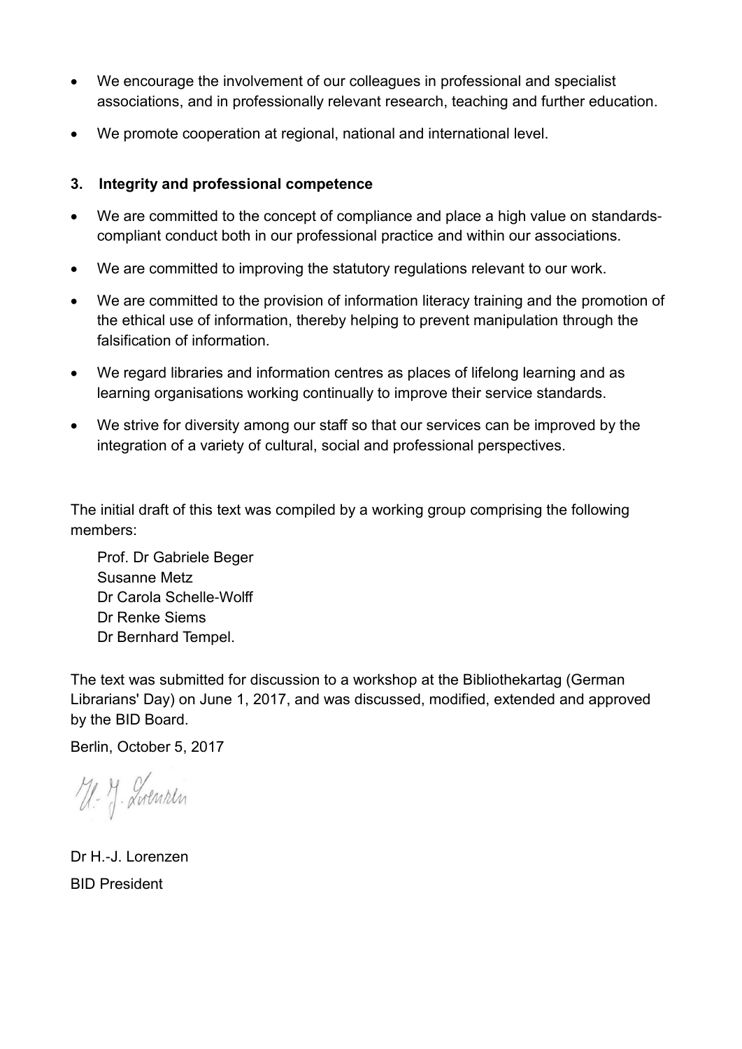- We encourage the involvement of our colleagues in professional and specialist associations, and in professionally relevant research, teaching and further education.
- We promote cooperation at regional, national and international level.

### 3. Integrity and professional competence

- We are committed to the concept of compliance and place a high value on standards-compliant conduct both in our professional practice and within our associations.
- We are committed to improving the statutory regulations relevant to our work.
- We are committed to the provision of information literacy training and the promotion of the ethical use of information, thereby helping to prevent manipulation through the falsification of information.
- We regard libraries and information centres as places of lifelong learning and as learning organisations working continually to improve their service standards.
- We strive for diversity among our staff so that our services can be improved by the integration of a variety of cultural, social and professional perspectives.

The initial draft of this text was compiled by a working group comprising the following members:

Prof. Dr Gabriele Beger
Susanne Metz
Dr Carola Schelle-Wolff
Dr Renke Siems
Dr Bernhard Tempel.

The text was submitted for discussion to a workshop at the Bibliothekartag (German Librarians' Day) on June 1, 2017, and was discussed, modified, extended and approved by the BID Board.

Berlin, October 5, 2017

Dr H.-J. Lorenzen
BID President